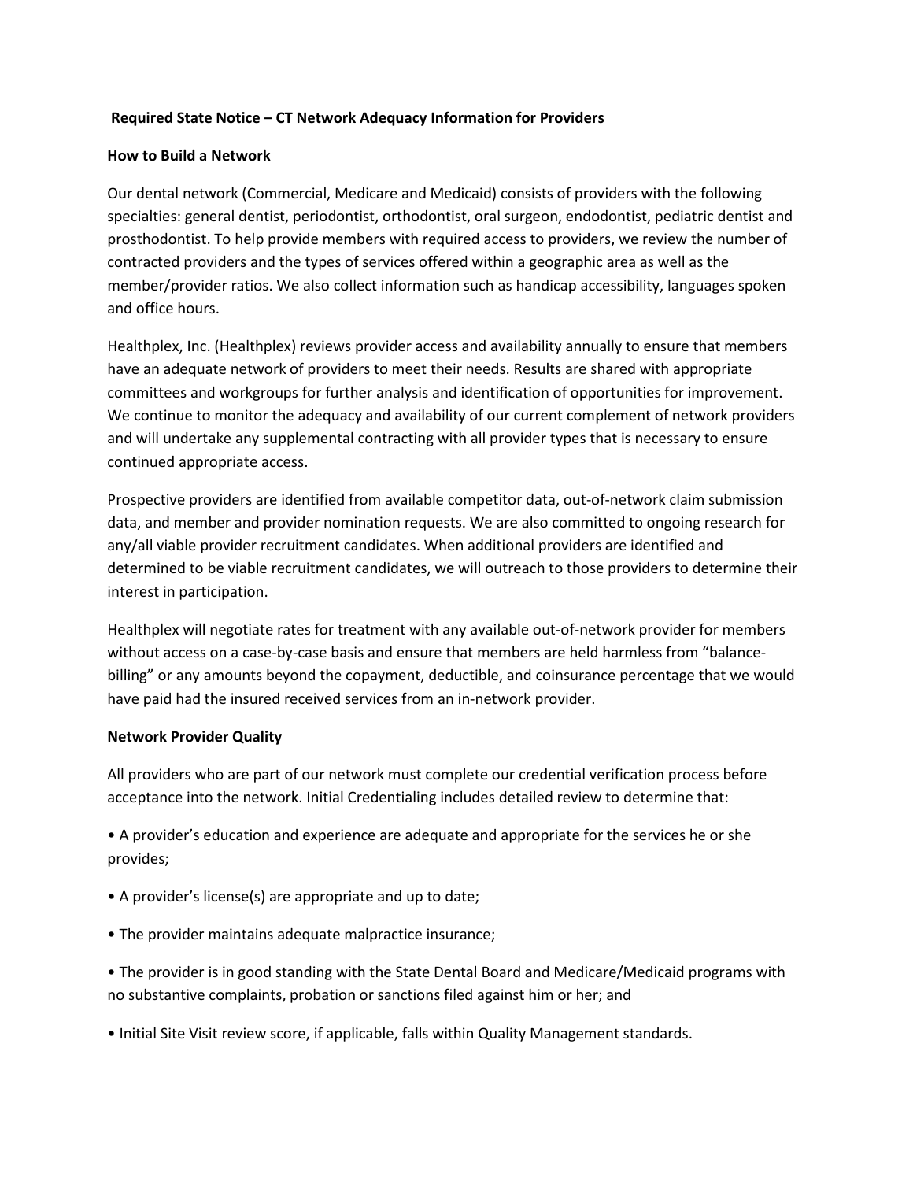**Required State Notice – CT Network Adequacy Information for Providers**

**How to Build a Network**

Our dental network (Commercial, Medicare and Medicaid) consists of providers with the following specialties: general dentist, periodontist, orthodontist, oral surgeon, endodontist, pediatric dentist and prosthodontist. To help provide members with required access to providers, we review the number of contracted providers and the types of services offered within a geographic area as well as the member/provider ratios. We also collect information such as handicap accessibility, languages spoken and office hours.

Healthplex, Inc. (Healthplex) reviews provider access and availability annually to ensure that members have an adequate network of providers to meet their needs. Results are shared with appropriate committees and workgroups for further analysis and identification of opportunities for improvement. We continue to monitor the adequacy and availability of our current complement of network providers and will undertake any supplemental contracting with all provider types that is necessary to ensure continued appropriate access.

Prospective providers are identified from available competitor data, out-of-network claim submission data, and member and provider nomination requests. We are also committed to ongoing research for any/all viable provider recruitment candidates. When additional providers are identified and determined to be viable recruitment candidates, we will outreach to those providers to determine their interest in participation.

Healthplex will negotiate rates for treatment with any available out-of-network provider for members without access on a case-by-case basis and ensure that members are held harmless from "balance-billing" or any amounts beyond the copayment, deductible, and coinsurance percentage that we would have paid had the insured received services from an in-network provider.

**Network Provider Quality**

All providers who are part of our network must complete our credential verification process before acceptance into the network. Initial Credentialing includes detailed review to determine that:

- A provider's education and experience are adequate and appropriate for the services he or she provides;
- A provider's license(s) are appropriate and up to date;
- The provider maintains adequate malpractice insurance;
- The provider is in good standing with the State Dental Board and Medicare/Medicaid programs with no substantive complaints, probation or sanctions filed against him or her; and
- Initial Site Visit review score, if applicable, falls within Quality Management standards.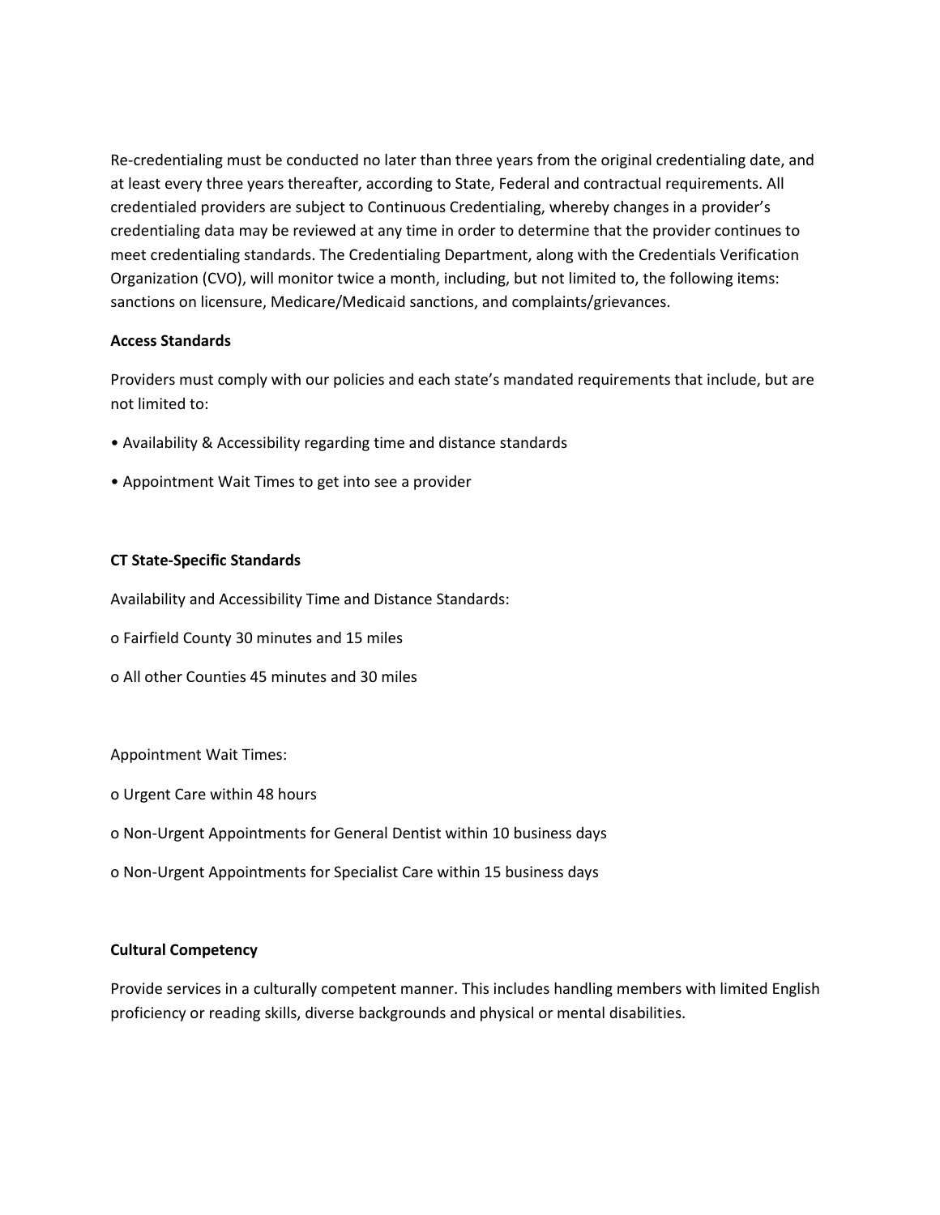Re-credentialing must be conducted no later than three years from the original credentialing date, and at least every three years thereafter, according to State, Federal and contractual requirements. All credentialed providers are subject to Continuous Credentialing, whereby changes in a provider's credentialing data may be reviewed at any time in order to determine that the provider continues to meet credentialing standards. The Credentialing Department, along with the Credentials Verification Organization (CVO), will monitor twice a month, including, but not limited to, the following items: sanctions on licensure, Medicare/Medicaid sanctions, and complaints/grievances.

**Access Standards**

Providers must comply with our policies and each state's mandated requirements that include, but are not limited to:

- Availability & Accessibility regarding time and distance standards
- Appointment Wait Times to get into see a provider

**CT State-Specific Standards**

Availability and Accessibility Time and Distance Standards:

- Fairfield County 30 minutes and 15 miles
- All other Counties 45 minutes and 30 miles

Appointment Wait Times:

- Urgent Care within 48 hours
- Non-Urgent Appointments for General Dentist within 10 business days
- Non-Urgent Appointments for Specialist Care within 15 business days

**Cultural Competency**

Provide services in a culturally competent manner. This includes handling members with limited English proficiency or reading skills, diverse backgrounds and physical or mental disabilities.